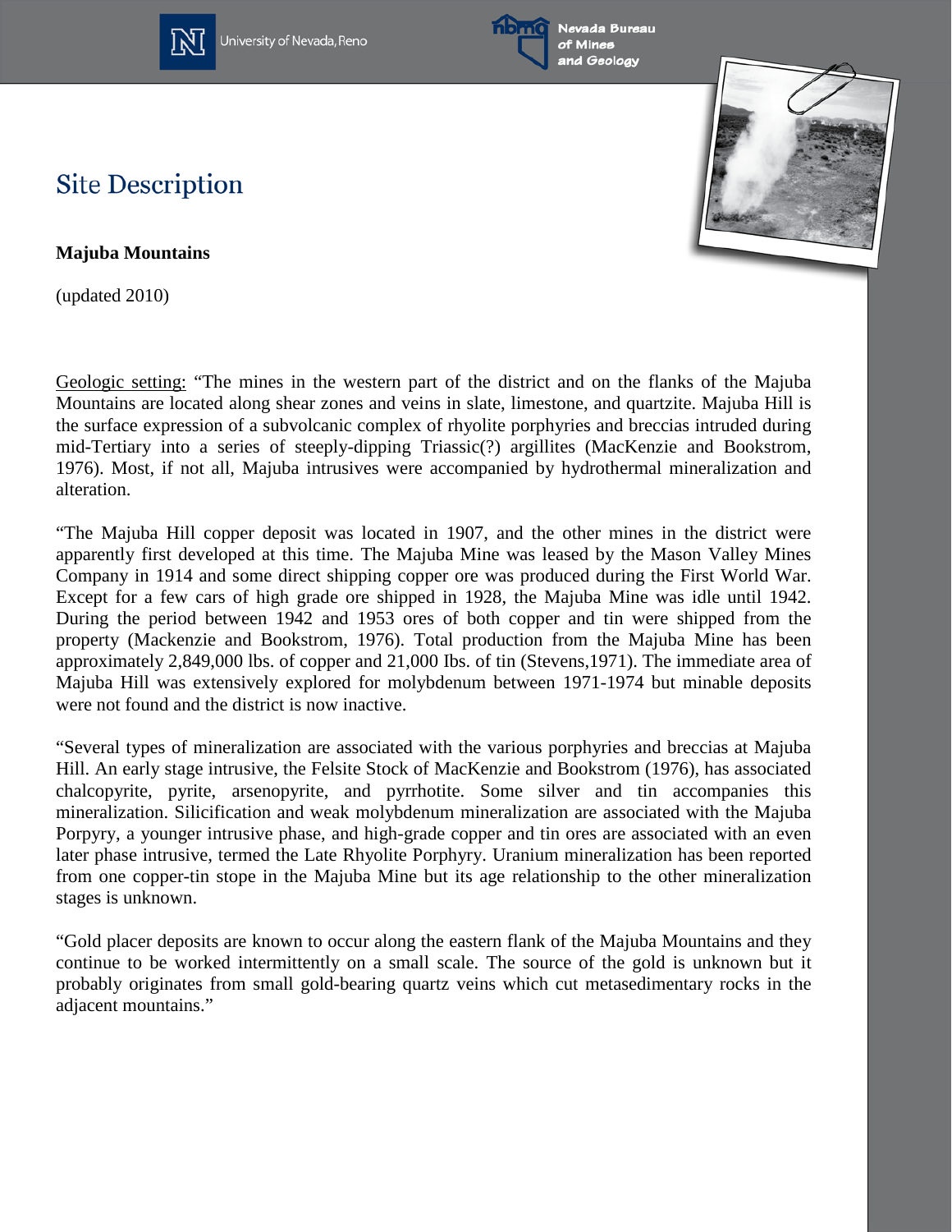# Site Description

**Majuba Mountains**

(updated 2010)

Geologic setting: "The mines in the western part of the district and on the flanks of the Majuba Mountains are located along shear zones and veins in slate, limestone, and quartzite. Majuba Hill is the surface expression of a subvolcanic complex of rhyolite porphyries and breccias intruded during mid-Tertiary into a series of steeply-dipping Triassic(?) argillites (MacKenzie and Bookstrom, 1976). Most, if not all, Majuba intrusives were accompanied by hydrothermal mineralization and alteration.

"The Majuba Hill copper deposit was located in 1907, and the other mines in the district were apparently first developed at this time. The Majuba Mine was leased by the Mason Valley Mines Company in 1914 and some direct shipping copper ore was produced during the First World War. Except for a few cars of high grade ore shipped in 1928, the Majuba Mine was idle until 1942. During the period between 1942 and 1953 ores of both copper and tin were shipped from the property (Mackenzie and Bookstrom, 1976). Total production from the Majuba Mine has been approximately 2,849,000 lbs. of copper and 21,000 Ibs. of tin (Stevens,1971). The immediate area of Majuba Hill was extensively explored for molybdenum between 1971-1974 but minable deposits were not found and the district is now inactive.

"Several types of mineralization are associated with the various porphyries and breccias at Majuba Hill. An early stage intrusive, the Felsite Stock of MacKenzie and Bookstrom (1976), has associated chalcopyrite, pyrite, arsenopyrite, and pyrrhotite. Some silver and tin accompanies this mineralization. Silicification and weak molybdenum mineralization are associated with the Majuba Porpyry, a younger intrusive phase, and high-grade copper and tin ores are associated with an even later phase intrusive, termed the Late Rhyolite Porphyry. Uranium mineralization has been reported from one copper-tin stope in the Majuba Mine but its age relationship to the other mineralization stages is unknown.

"Gold placer deposits are known to occur along the eastern flank of the Majuba Mountains and they continue to be worked intermittently on a small scale. The source of the gold is unknown but it probably originates from small gold-bearing quartz veins which cut metasedimentary rocks in the adjacent mountains."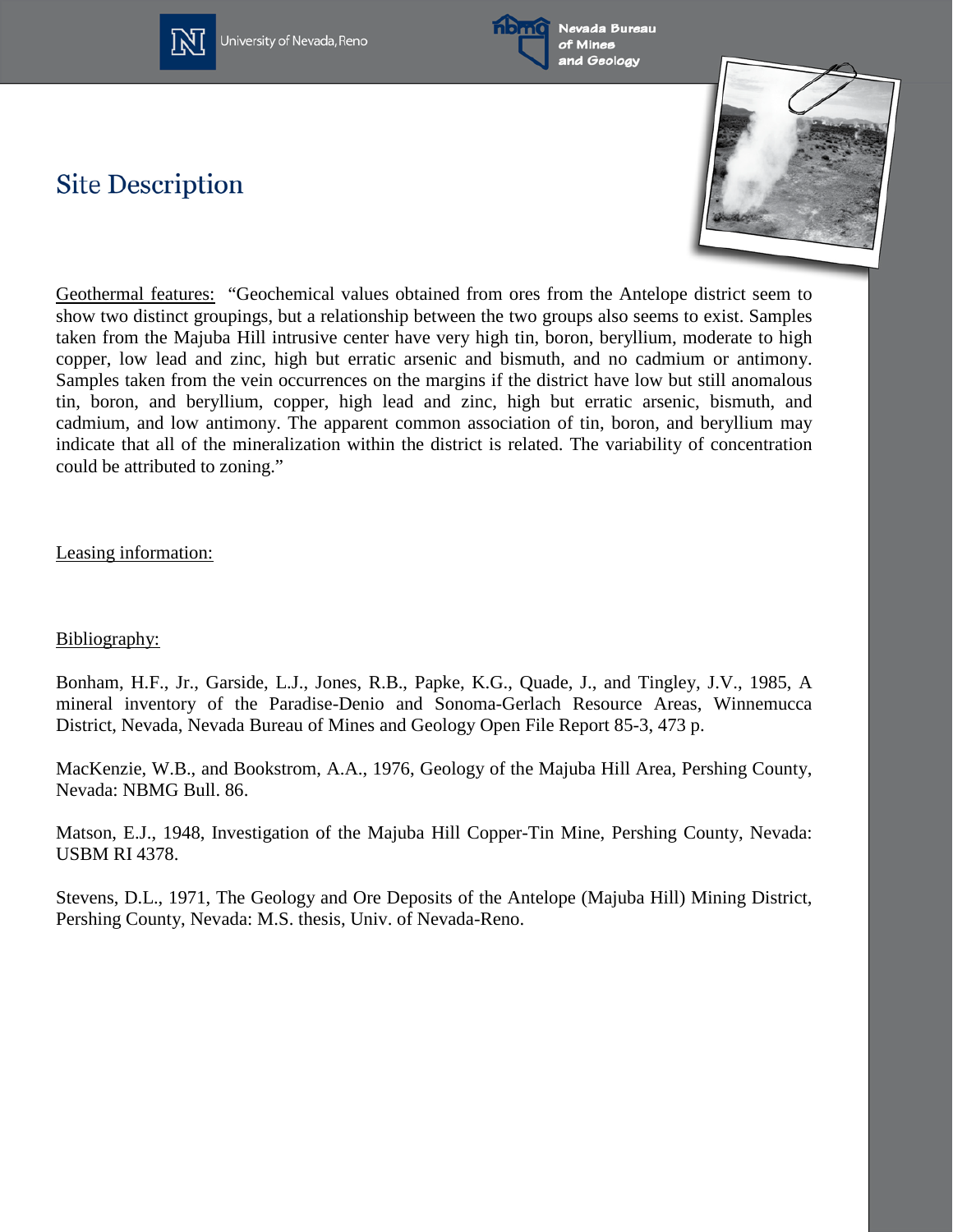## Site Description

Geothermal features: "Geochemical values obtained from ores from the Antelope district seem to show two distinct groupings, but a relationship between the two groups also seems to exist. Samples taken from the Majuba Hill intrusive center have very high tin, boron, beryllium, moderate to high copper, low lead and zinc, high but erratic arsenic and bismuth, and no cadmium or antimony. Samples taken from the vein occurrences on the margins if the district have low but still anomalous tin, boron, and beryllium, copper, high lead and zinc, high but erratic arsenic, bismuth, and cadmium, and low antimony. The apparent common association of tin, boron, and beryllium may indicate that all of the mineralization within the district is related. The variability of concentration could be attributed to zoning."

Leasing information:

Bibliography:

Bonham, H.F., Jr., Garside, L.J., Jones, R.B., Papke, K.G., Quade, J., and Tingley, J.V., 1985, A mineral inventory of the Paradise-Denio and Sonoma-Gerlach Resource Areas, Winnemucca District, Nevada, Nevada Bureau of Mines and Geology Open File Report 85-3, 473 p.

MacKenzie, W.B., and Bookstrom, A.A., 1976, Geology of the Majuba Hill Area, Pershing County, Nevada: NBMG Bull. 86.

Matson, E.J., 1948, Investigation of the Majuba Hill Copper-Tin Mine, Pershing County, Nevada: USBM RI 4378.

Stevens, D.L., 1971, The Geology and Ore Deposits of the Antelope (Majuba Hill) Mining District, Pershing County, Nevada: M.S. thesis, Univ. of Nevada-Reno.